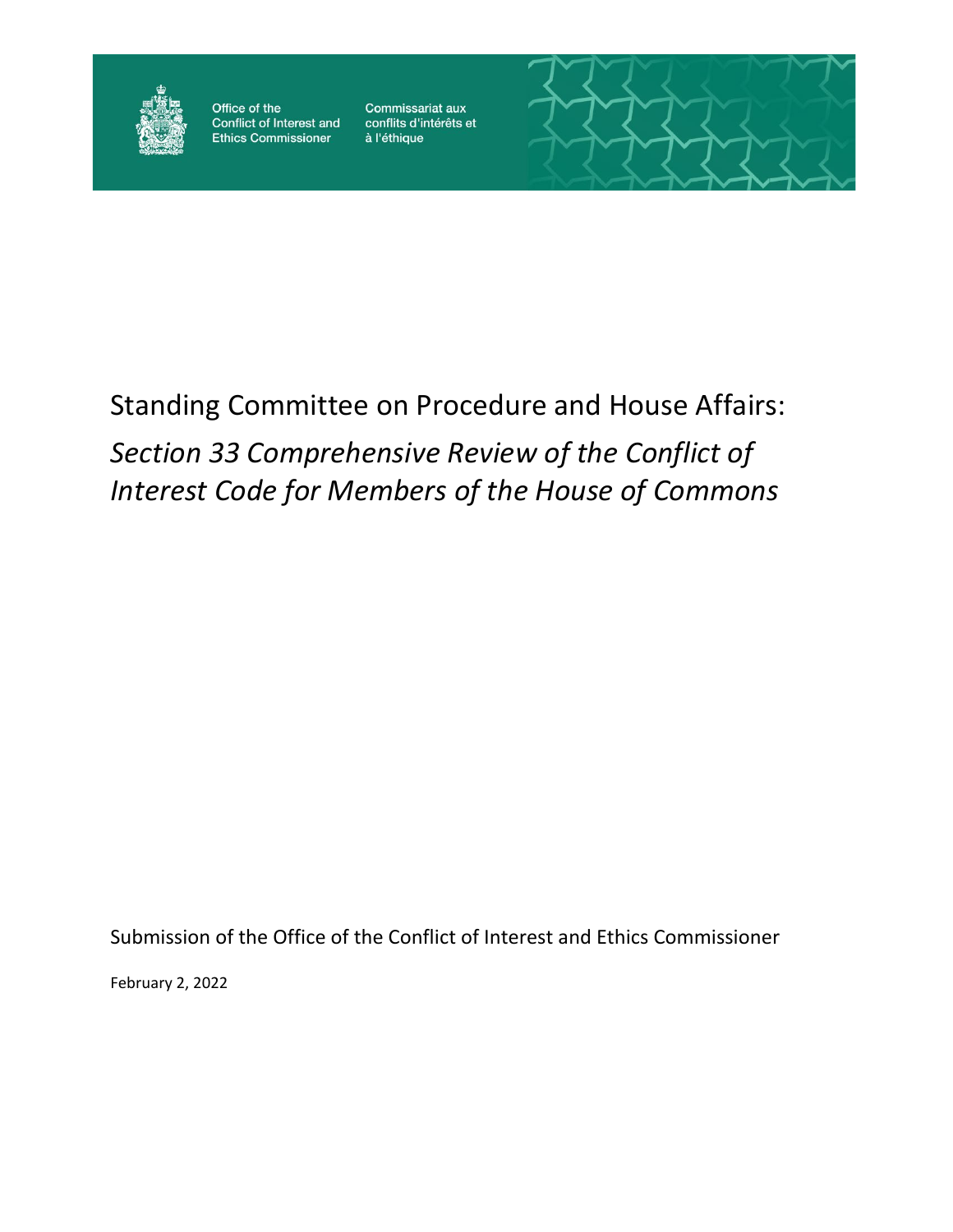Office of the Conflict of Interest and Ethics Commissioner

Commissariat aux conflits d'intérêts et à l'éthique

# Standing Committee on Procedure and House Affairs:

## *Section 33 Comprehensive Review of the Conflict of Interest Code for Members of the House of Commons*

Submission of the Office of the Conflict of Interest and Ethics Commissioner

February 2, 2022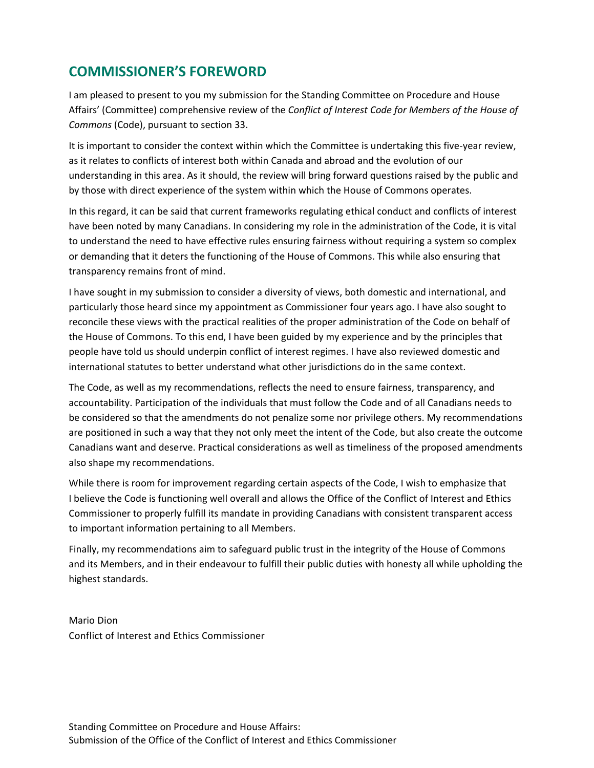## COMMISSIONER'S FOREWORD

I am pleased to present to you my submission for the Standing Committee on Procedure and House Affairs' (Committee) comprehensive review of the *Conflict of Interest Code for Members of the House of Commons* (Code), pursuant to section 33.

It is important to consider the context within which the Committee is undertaking this five-year review, as it relates to conflicts of interest both within Canada and abroad and the evolution of our understanding in this area. As it should, the review will bring forward questions raised by the public and by those with direct experience of the system within which the House of Commons operates.

In this regard, it can be said that current frameworks regulating ethical conduct and conflicts of interest have been noted by many Canadians. In considering my role in the administration of the Code, it is vital to understand the need to have effective rules ensuring fairness without requiring a system so complex or demanding that it deters the functioning of the House of Commons. This while also ensuring that transparency remains front of mind.

I have sought in my submission to consider a diversity of views, both domestic and international, and particularly those heard since my appointment as Commissioner four years ago. I have also sought to reconcile these views with the practical realities of the proper administration of the Code on behalf of the House of Commons. To this end, I have been guided by my experience and by the principles that people have told us should underpin conflict of interest regimes. I have also reviewed domestic and international statutes to better understand what other jurisdictions do in the same context.

The Code, as well as my recommendations, reflects the need to ensure fairness, transparency, and accountability. Participation of the individuals that must follow the Code and of all Canadians needs to be considered so that the amendments do not penalize some nor privilege others. My recommendations are positioned in such a way that they not only meet the intent of the Code, but also create the outcome Canadians want and deserve. Practical considerations as well as timeliness of the proposed amendments also shape my recommendations.

While there is room for improvement regarding certain aspects of the Code, I wish to emphasize that I believe the Code is functioning well overall and allows the Office of the Conflict of Interest and Ethics Commissioner to properly fulfill its mandate in providing Canadians with consistent transparent access to important information pertaining to all Members.

Finally, my recommendations aim to safeguard public trust in the integrity of the House of Commons and its Members, and in their endeavour to fulfill their public duties with honesty all while upholding the highest standards.

Mario Dion
Conflict of Interest and Ethics Commissioner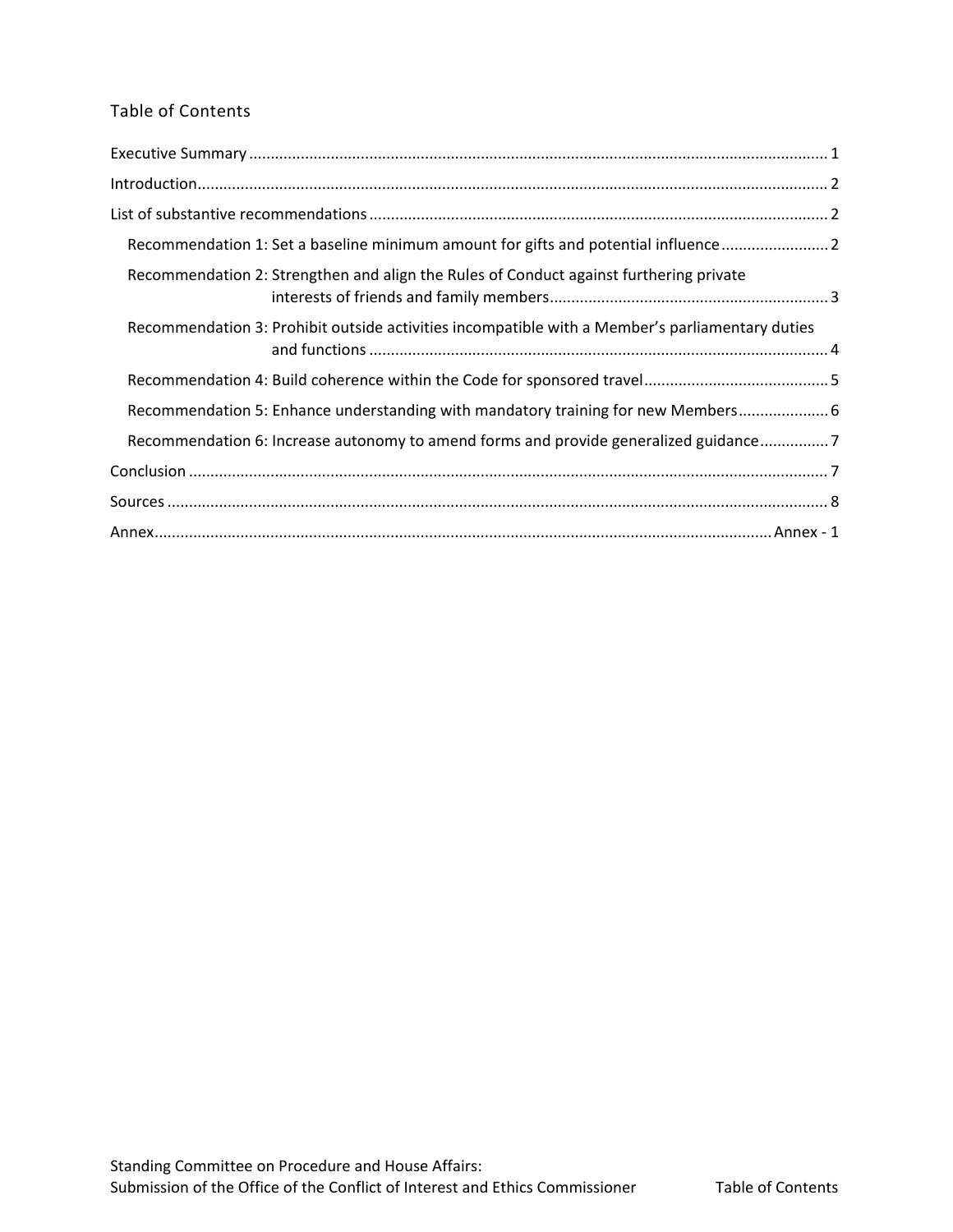## Table of Contents

Executive Summary ..................................................................................................................................... 1

Introduction.................................................................................................................................................. 2

List of substantive recommendations .......................................................................................................... 2

- Recommendation 1: Set a baseline minimum amount for gifts and potential influence ......................... 2
- Recommendation 2: Strengthen and align the Rules of Conduct against furthering private interests of friends and family members................................................................ 3
- Recommendation 3: Prohibit outside activities incompatible with a Member's parliamentary duties and functions .......................................................................................................... 4
- Recommendation 4: Build coherence within the Code for sponsored travel........................................... 5
- Recommendation 5: Enhance understanding with mandatory training for new Members..................... 6
- Recommendation 6: Increase autonomy to amend forms and provide generalized guidance................ 7

Conclusion .................................................................................................................................................... 7

Sources ......................................................................................................................................................... 8

Annex.............................................................................................................................................. Annex - 1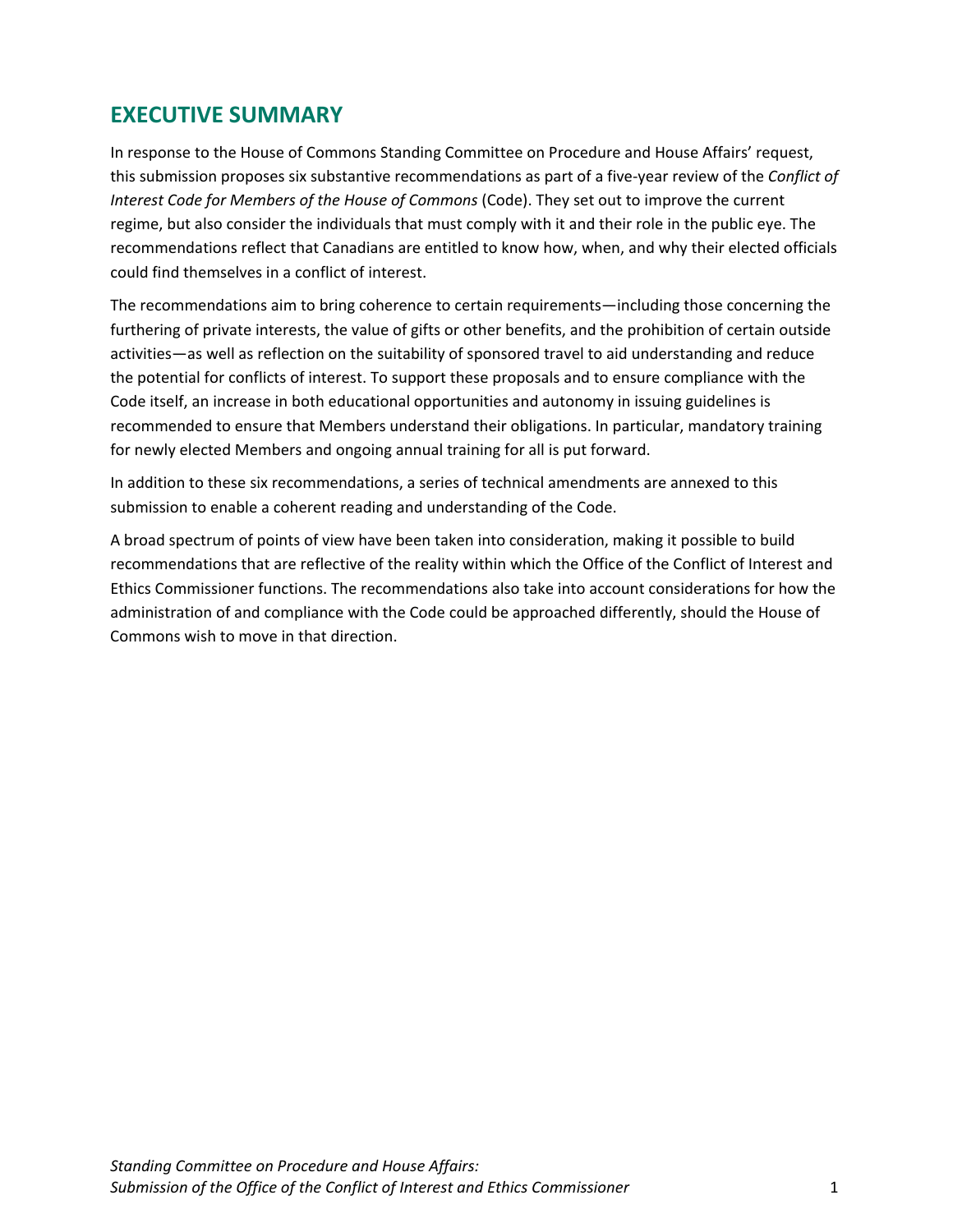## EXECUTIVE SUMMARY

In response to the House of Commons Standing Committee on Procedure and House Affairs' request, this submission proposes six substantive recommendations as part of a five-year review of the *Conflict of Interest Code for Members of the House of Commons* (Code). They set out to improve the current regime, but also consider the individuals that must comply with it and their role in the public eye. The recommendations reflect that Canadians are entitled to know how, when, and why their elected officials could find themselves in a conflict of interest.

The recommendations aim to bring coherence to certain requirements—including those concerning the furthering of private interests, the value of gifts or other benefits, and the prohibition of certain outside activities—as well as reflection on the suitability of sponsored travel to aid understanding and reduce the potential for conflicts of interest. To support these proposals and to ensure compliance with the Code itself, an increase in both educational opportunities and autonomy in issuing guidelines is recommended to ensure that Members understand their obligations. In particular, mandatory training for newly elected Members and ongoing annual training for all is put forward.

In addition to these six recommendations, a series of technical amendments are annexed to this submission to enable a coherent reading and understanding of the Code.

A broad spectrum of points of view have been taken into consideration, making it possible to build recommendations that are reflective of the reality within which the Office of the Conflict of Interest and Ethics Commissioner functions. The recommendations also take into account considerations for how the administration of and compliance with the Code could be approached differently, should the House of Commons wish to move in that direction.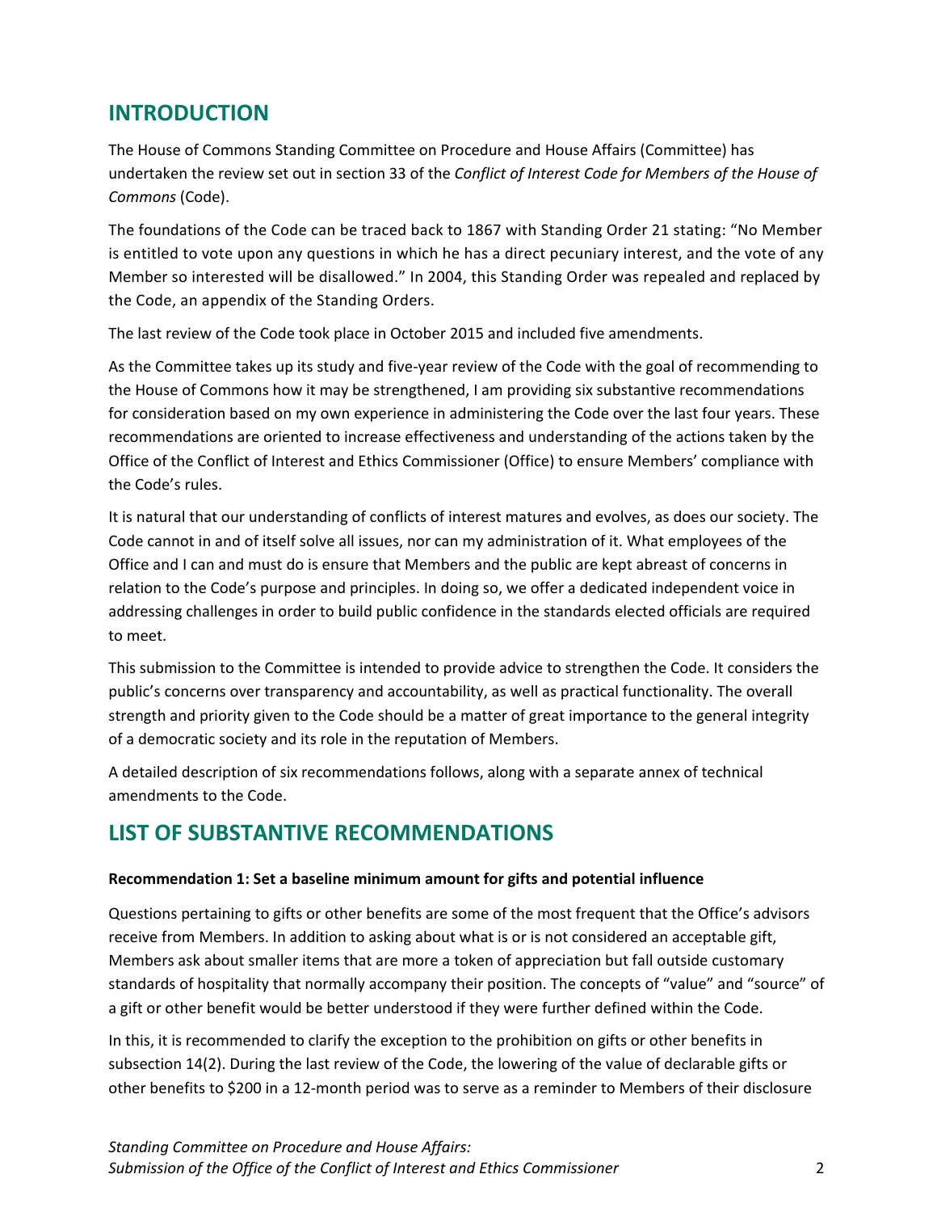## INTRODUCTION

The House of Commons Standing Committee on Procedure and House Affairs (Committee) has undertaken the review set out in section 33 of the *Conflict of Interest Code for Members of the House of Commons* (Code).

The foundations of the Code can be traced back to 1867 with Standing Order 21 stating: "No Member is entitled to vote upon any questions in which he has a direct pecuniary interest, and the vote of any Member so interested will be disallowed." In 2004, this Standing Order was repealed and replaced by the Code, an appendix of the Standing Orders.

The last review of the Code took place in October 2015 and included five amendments.

As the Committee takes up its study and five-year review of the Code with the goal of recommending to the House of Commons how it may be strengthened, I am providing six substantive recommendations for consideration based on my own experience in administering the Code over the last four years. These recommendations are oriented to increase effectiveness and understanding of the actions taken by the Office of the Conflict of Interest and Ethics Commissioner (Office) to ensure Members' compliance with the Code's rules.

It is natural that our understanding of conflicts of interest matures and evolves, as does our society. The Code cannot in and of itself solve all issues, nor can my administration of it. What employees of the Office and I can and must do is ensure that Members and the public are kept abreast of concerns in relation to the Code's purpose and principles. In doing so, we offer a dedicated independent voice in addressing challenges in order to build public confidence in the standards elected officials are required to meet.

This submission to the Committee is intended to provide advice to strengthen the Code. It considers the public's concerns over transparency and accountability, as well as practical functionality. The overall strength and priority given to the Code should be a matter of great importance to the general integrity of a democratic society and its role in the reputation of Members.

A detailed description of six recommendations follows, along with a separate annex of technical amendments to the Code.

## LIST OF SUBSTANTIVE RECOMMENDATIONS

**Recommendation 1: Set a baseline minimum amount for gifts and potential influence**

Questions pertaining to gifts or other benefits are some of the most frequent that the Office's advisors receive from Members. In addition to asking about what is or is not considered an acceptable gift, Members ask about smaller items that are more a token of appreciation but fall outside customary standards of hospitality that normally accompany their position. The concepts of "value" and "source" of a gift or other benefit would be better understood if they were further defined within the Code.

In this, it is recommended to clarify the exception to the prohibition on gifts or other benefits in subsection 14(2). During the last review of the Code, the lowering of the value of declarable gifts or other benefits to $200 in a 12-month period was to serve as a reminder to Members of their disclosure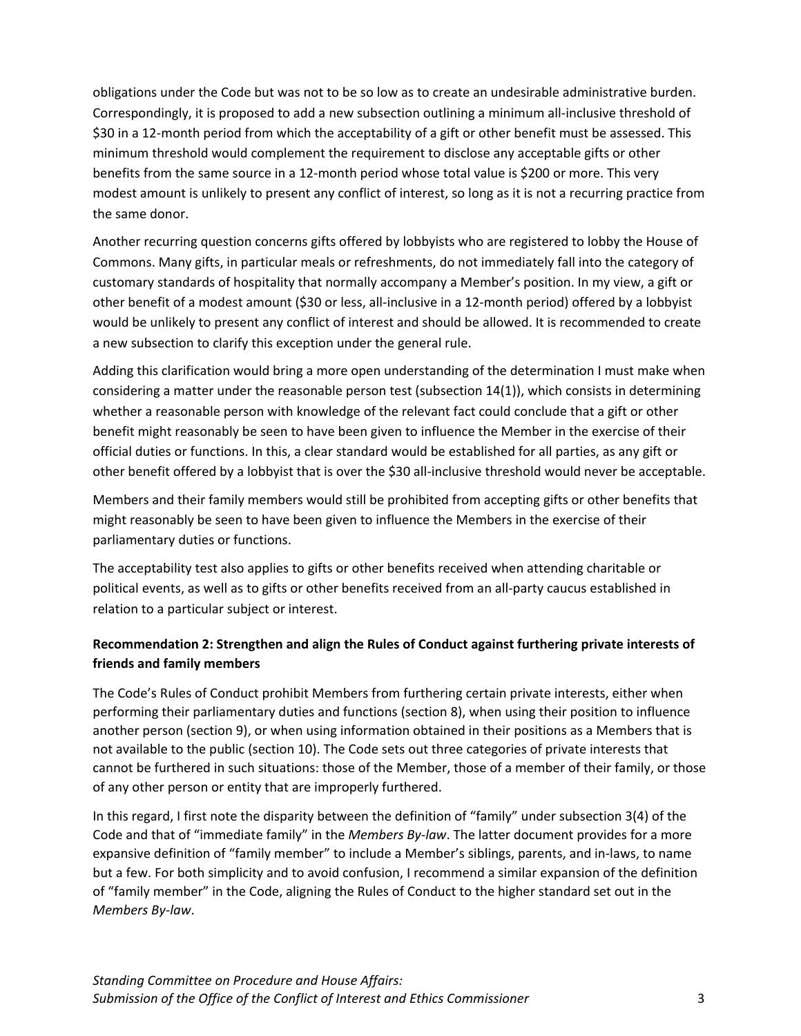obligations under the Code but was not to be so low as to create an undesirable administrative burden. Correspondingly, it is proposed to add a new subsection outlining a minimum all-inclusive threshold of $30 in a 12-month period from which the acceptability of a gift or other benefit must be assessed. This minimum threshold would complement the requirement to disclose any acceptable gifts or other benefits from the same source in a 12-month period whose total value is $200 or more. This very modest amount is unlikely to present any conflict of interest, so long as it is not a recurring practice from the same donor.

Another recurring question concerns gifts offered by lobbyists who are registered to lobby the House of Commons. Many gifts, in particular meals or refreshments, do not immediately fall into the category of customary standards of hospitality that normally accompany a Member's position. In my view, a gift or other benefit of a modest amount ($30 or less, all-inclusive in a 12-month period) offered by a lobbyist would be unlikely to present any conflict of interest and should be allowed. It is recommended to create a new subsection to clarify this exception under the general rule.

Adding this clarification would bring a more open understanding of the determination I must make when considering a matter under the reasonable person test (subsection 14(1)), which consists in determining whether a reasonable person with knowledge of the relevant fact could conclude that a gift or other benefit might reasonably be seen to have been given to influence the Member in the exercise of their official duties or functions. In this, a clear standard would be established for all parties, as any gift or other benefit offered by a lobbyist that is over the $30 all-inclusive threshold would never be acceptable.

Members and their family members would still be prohibited from accepting gifts or other benefits that might reasonably be seen to have been given to influence the Members in the exercise of their parliamentary duties or functions.

The acceptability test also applies to gifts or other benefits received when attending charitable or political events, as well as to gifts or other benefits received from an all-party caucus established in relation to a particular subject or interest.

**Recommendation 2: Strengthen and align the Rules of Conduct against furthering private interests of friends and family members**

The Code's Rules of Conduct prohibit Members from furthering certain private interests, either when performing their parliamentary duties and functions (section 8), when using their position to influence another person (section 9), or when using information obtained in their positions as a Members that is not available to the public (section 10). The Code sets out three categories of private interests that cannot be furthered in such situations: those of the Member, those of a member of their family, or those of any other person or entity that are improperly furthered.

In this regard, I first note the disparity between the definition of "family" under subsection 3(4) of the Code and that of "immediate family" in the *Members By-law*. The latter document provides for a more expansive definition of "family member" to include a Member's siblings, parents, and in-laws, to name but a few. For both simplicity and to avoid confusion, I recommend a similar expansion of the definition of "family member" in the Code, aligning the Rules of Conduct to the higher standard set out in the *Members By-law*.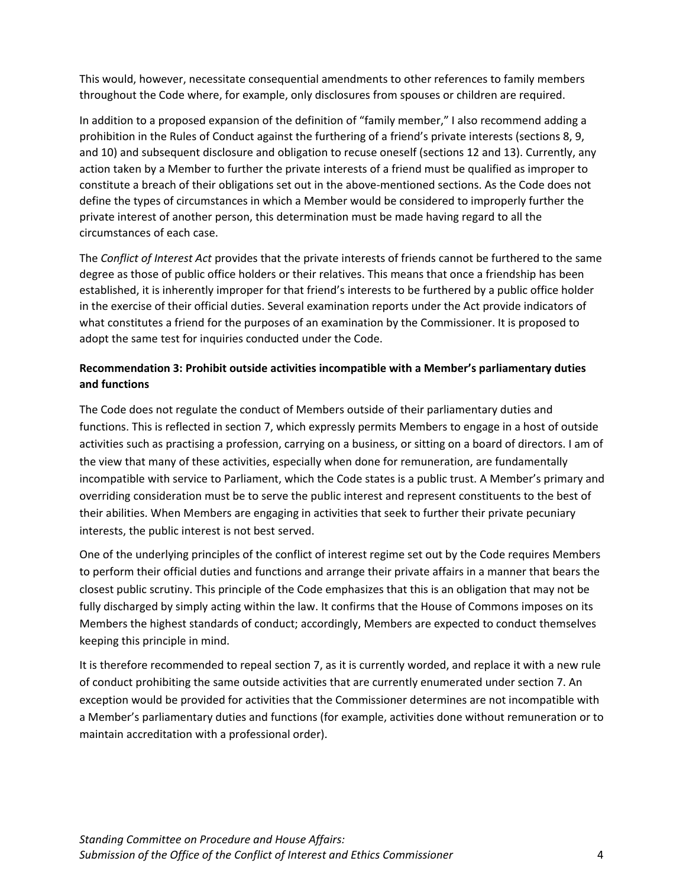This would, however, necessitate consequential amendments to other references to family members throughout the Code where, for example, only disclosures from spouses or children are required.

In addition to a proposed expansion of the definition of "family member," I also recommend adding a prohibition in the Rules of Conduct against the furthering of a friend's private interests (sections 8, 9, and 10) and subsequent disclosure and obligation to recuse oneself (sections 12 and 13). Currently, any action taken by a Member to further the private interests of a friend must be qualified as improper to constitute a breach of their obligations set out in the above-mentioned sections. As the Code does not define the types of circumstances in which a Member would be considered to improperly further the private interest of another person, this determination must be made having regard to all the circumstances of each case.

The *Conflict of Interest Act* provides that the private interests of friends cannot be furthered to the same degree as those of public office holders or their relatives. This means that once a friendship has been established, it is inherently improper for that friend's interests to be furthered by a public office holder in the exercise of their official duties. Several examination reports under the Act provide indicators of what constitutes a friend for the purposes of an examination by the Commissioner. It is proposed to adopt the same test for inquiries conducted under the Code.

**Recommendation 3: Prohibit outside activities incompatible with a Member's parliamentary duties and functions**

The Code does not regulate the conduct of Members outside of their parliamentary duties and functions. This is reflected in section 7, which expressly permits Members to engage in a host of outside activities such as practising a profession, carrying on a business, or sitting on a board of directors. I am of the view that many of these activities, especially when done for remuneration, are fundamentally incompatible with service to Parliament, which the Code states is a public trust. A Member's primary and overriding consideration must be to serve the public interest and represent constituents to the best of their abilities. When Members are engaging in activities that seek to further their private pecuniary interests, the public interest is not best served.

One of the underlying principles of the conflict of interest regime set out by the Code requires Members to perform their official duties and functions and arrange their private affairs in a manner that bears the closest public scrutiny. This principle of the Code emphasizes that this is an obligation that may not be fully discharged by simply acting within the law. It confirms that the House of Commons imposes on its Members the highest standards of conduct; accordingly, Members are expected to conduct themselves keeping this principle in mind.

It is therefore recommended to repeal section 7, as it is currently worded, and replace it with a new rule of conduct prohibiting the same outside activities that are currently enumerated under section 7. An exception would be provided for activities that the Commissioner determines are not incompatible with a Member's parliamentary duties and functions (for example, activities done without remuneration or to maintain accreditation with a professional order).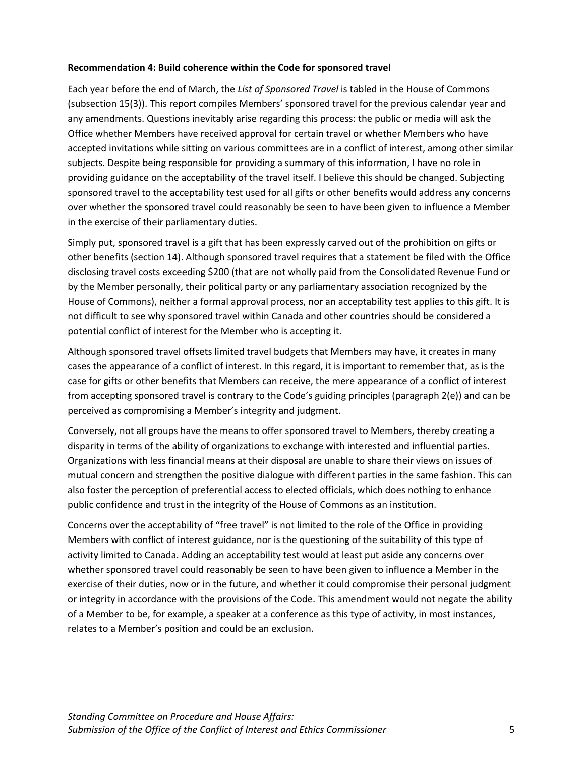**Recommendation 4: Build coherence within the Code for sponsored travel**

Each year before the end of March, the *List of Sponsored Travel* is tabled in the House of Commons (subsection 15(3)). This report compiles Members' sponsored travel for the previous calendar year and any amendments. Questions inevitably arise regarding this process: the public or media will ask the Office whether Members have received approval for certain travel or whether Members who have accepted invitations while sitting on various committees are in a conflict of interest, among other similar subjects. Despite being responsible for providing a summary of this information, I have no role in providing guidance on the acceptability of the travel itself. I believe this should be changed. Subjecting sponsored travel to the acceptability test used for all gifts or other benefits would address any concerns over whether the sponsored travel could reasonably be seen to have been given to influence a Member in the exercise of their parliamentary duties.

Simply put, sponsored travel is a gift that has been expressly carved out of the prohibition on gifts or other benefits (section 14). Although sponsored travel requires that a statement be filed with the Office disclosing travel costs exceeding $200 (that are not wholly paid from the Consolidated Revenue Fund or by the Member personally, their political party or any parliamentary association recognized by the House of Commons), neither a formal approval process, nor an acceptability test applies to this gift. It is not difficult to see why sponsored travel within Canada and other countries should be considered a potential conflict of interest for the Member who is accepting it.

Although sponsored travel offsets limited travel budgets that Members may have, it creates in many cases the appearance of a conflict of interest. In this regard, it is important to remember that, as is the case for gifts or other benefits that Members can receive, the mere appearance of a conflict of interest from accepting sponsored travel is contrary to the Code's guiding principles (paragraph 2(e)) and can be perceived as compromising a Member's integrity and judgment.

Conversely, not all groups have the means to offer sponsored travel to Members, thereby creating a disparity in terms of the ability of organizations to exchange with interested and influential parties. Organizations with less financial means at their disposal are unable to share their views on issues of mutual concern and strengthen the positive dialogue with different parties in the same fashion. This can also foster the perception of preferential access to elected officials, which does nothing to enhance public confidence and trust in the integrity of the House of Commons as an institution.

Concerns over the acceptability of "free travel" is not limited to the role of the Office in providing Members with conflict of interest guidance, nor is the questioning of the suitability of this type of activity limited to Canada. Adding an acceptability test would at least put aside any concerns over whether sponsored travel could reasonably be seen to have been given to influence a Member in the exercise of their duties, now or in the future, and whether it could compromise their personal judgment or integrity in accordance with the provisions of the Code. This amendment would not negate the ability of a Member to be, for example, a speaker at a conference as this type of activity, in most instances, relates to a Member's position and could be an exclusion.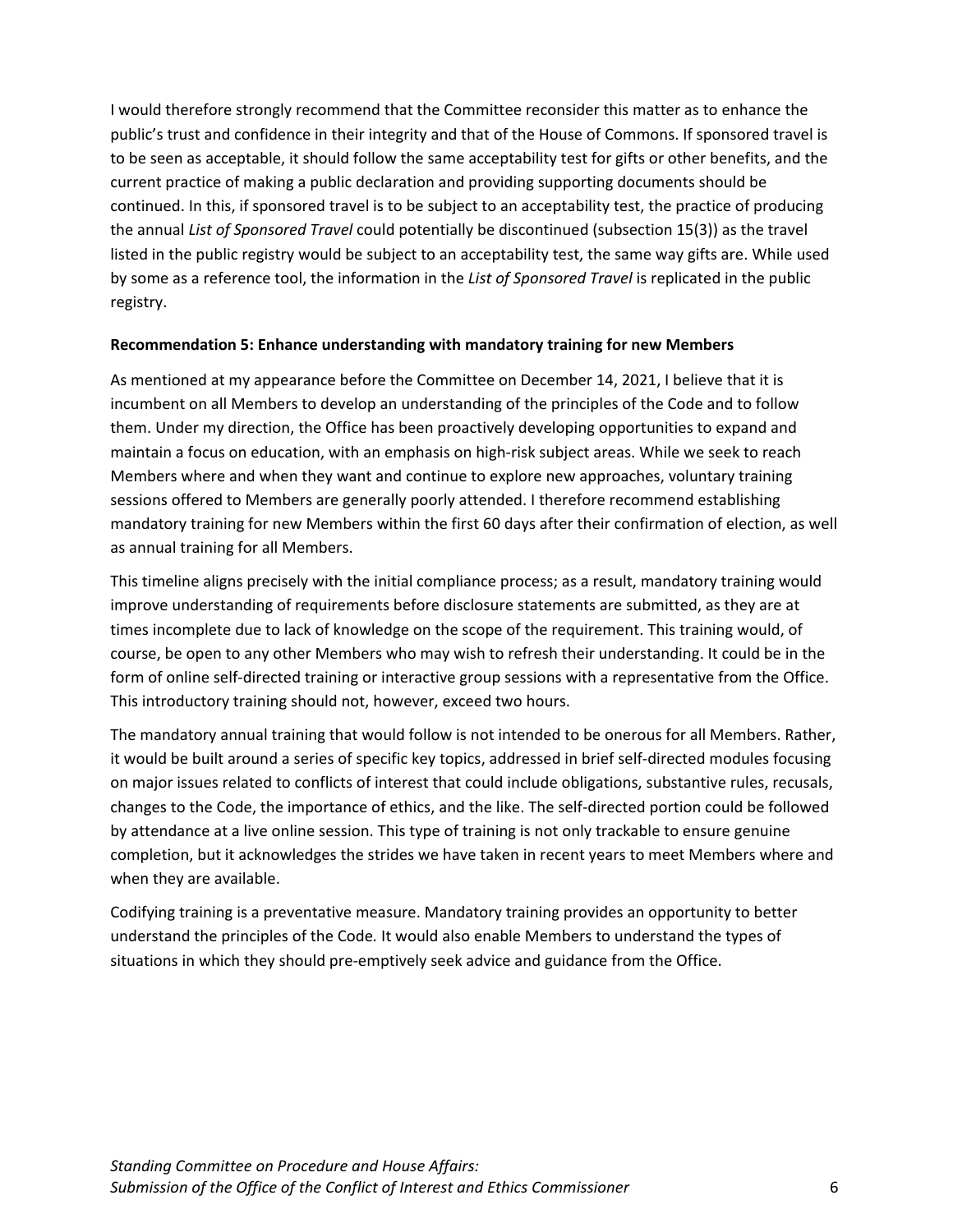I would therefore strongly recommend that the Committee reconsider this matter as to enhance the public's trust and confidence in their integrity and that of the House of Commons. If sponsored travel is to be seen as acceptable, it should follow the same acceptability test for gifts or other benefits, and the current practice of making a public declaration and providing supporting documents should be continued. In this, if sponsored travel is to be subject to an acceptability test, the practice of producing the annual *List of Sponsored Travel* could potentially be discontinued (subsection 15(3)) as the travel listed in the public registry would be subject to an acceptability test, the same way gifts are. While used by some as a reference tool, the information in the *List of Sponsored Travel* is replicated in the public registry.

**Recommendation 5: Enhance understanding with mandatory training for new Members**

As mentioned at my appearance before the Committee on December 14, 2021, I believe that it is incumbent on all Members to develop an understanding of the principles of the Code and to follow them. Under my direction, the Office has been proactively developing opportunities to expand and maintain a focus on education, with an emphasis on high-risk subject areas. While we seek to reach Members where and when they want and continue to explore new approaches, voluntary training sessions offered to Members are generally poorly attended. I therefore recommend establishing mandatory training for new Members within the first 60 days after their confirmation of election, as well as annual training for all Members.

This timeline aligns precisely with the initial compliance process; as a result, mandatory training would improve understanding of requirements before disclosure statements are submitted, as they are at times incomplete due to lack of knowledge on the scope of the requirement. This training would, of course, be open to any other Members who may wish to refresh their understanding. It could be in the form of online self-directed training or interactive group sessions with a representative from the Office. This introductory training should not, however, exceed two hours.

The mandatory annual training that would follow is not intended to be onerous for all Members. Rather, it would be built around a series of specific key topics, addressed in brief self-directed modules focusing on major issues related to conflicts of interest that could include obligations, substantive rules, recusals, changes to the Code, the importance of ethics, and the like. The self-directed portion could be followed by attendance at a live online session. This type of training is not only trackable to ensure genuine completion, but it acknowledges the strides we have taken in recent years to meet Members where and when they are available.

Codifying training is a preventative measure. Mandatory training provides an opportunity to better understand the principles of the Code. It would also enable Members to understand the types of situations in which they should pre-emptively seek advice and guidance from the Office.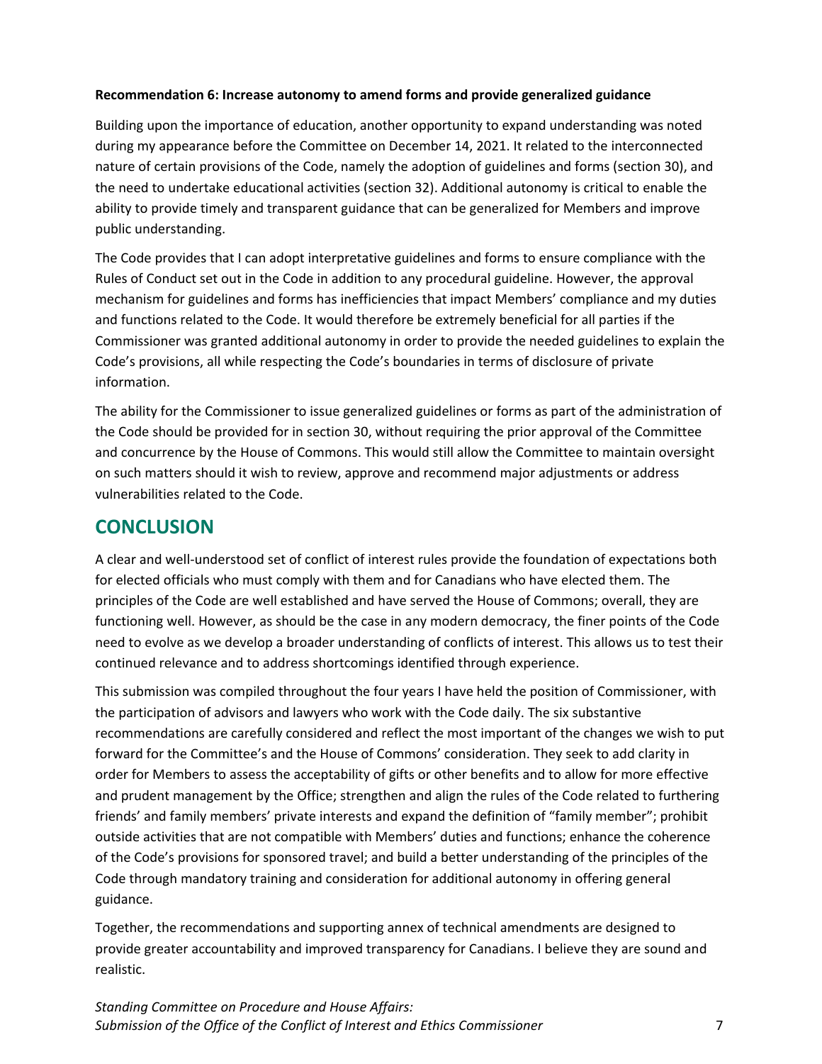**Recommendation 6: Increase autonomy to amend forms and provide generalized guidance**

Building upon the importance of education, another opportunity to expand understanding was noted during my appearance before the Committee on December 14, 2021. It related to the interconnected nature of certain provisions of the Code, namely the adoption of guidelines and forms (section 30), and the need to undertake educational activities (section 32). Additional autonomy is critical to enable the ability to provide timely and transparent guidance that can be generalized for Members and improve public understanding.

The Code provides that I can adopt interpretative guidelines and forms to ensure compliance with the Rules of Conduct set out in the Code in addition to any procedural guideline. However, the approval mechanism for guidelines and forms has inefficiencies that impact Members' compliance and my duties and functions related to the Code. It would therefore be extremely beneficial for all parties if the Commissioner was granted additional autonomy in order to provide the needed guidelines to explain the Code's provisions, all while respecting the Code's boundaries in terms of disclosure of private information.

The ability for the Commissioner to issue generalized guidelines or forms as part of the administration of the Code should be provided for in section 30, without requiring the prior approval of the Committee and concurrence by the House of Commons. This would still allow the Committee to maintain oversight on such matters should it wish to review, approve and recommend major adjustments or address vulnerabilities related to the Code.

## CONCLUSION

A clear and well-understood set of conflict of interest rules provide the foundation of expectations both for elected officials who must comply with them and for Canadians who have elected them. The principles of the Code are well established and have served the House of Commons; overall, they are functioning well. However, as should be the case in any modern democracy, the finer points of the Code need to evolve as we develop a broader understanding of conflicts of interest. This allows us to test their continued relevance and to address shortcomings identified through experience.

This submission was compiled throughout the four years I have held the position of Commissioner, with the participation of advisors and lawyers who work with the Code daily. The six substantive recommendations are carefully considered and reflect the most important of the changes we wish to put forward for the Committee's and the House of Commons' consideration. They seek to add clarity in order for Members to assess the acceptability of gifts or other benefits and to allow for more effective and prudent management by the Office; strengthen and align the rules of the Code related to furthering friends' and family members' private interests and expand the definition of "family member"; prohibit outside activities that are not compatible with Members' duties and functions; enhance the coherence of the Code's provisions for sponsored travel; and build a better understanding of the principles of the Code through mandatory training and consideration for additional autonomy in offering general guidance.

Together, the recommendations and supporting annex of technical amendments are designed to provide greater accountability and improved transparency for Canadians. I believe they are sound and realistic.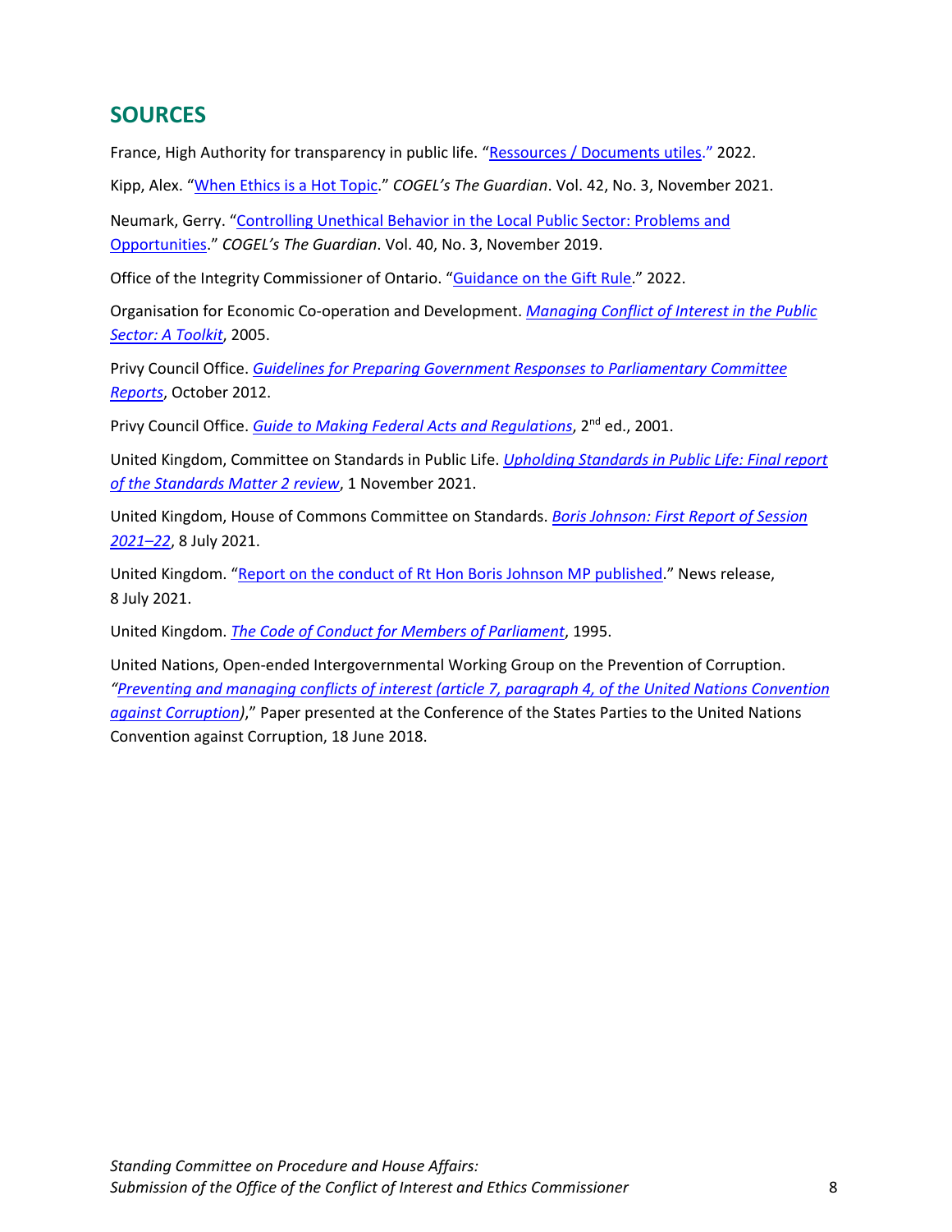## SOURCES

France, High Authority for transparency in public life. "Ressources / Documents utiles." 2022.

Kipp, Alex. "When Ethics is a Hot Topic." *COGEL's The Guardian*. Vol. 42, No. 3, November 2021.

Neumark, Gerry. "Controlling Unethical Behavior in the Local Public Sector: Problems and Opportunities." *COGEL's The Guardian*. Vol. 40, No. 3, November 2019.

Office of the Integrity Commissioner of Ontario. "Guidance on the Gift Rule." 2022.

Organisation for Economic Co-operation and Development. *Managing Conflict of Interest in the Public Sector: A Toolkit*, 2005.

Privy Council Office. *Guidelines for Preparing Government Responses to Parliamentary Committee Reports*, October 2012.

Privy Council Office. *Guide to Making Federal Acts and Regulations*, 2nd ed., 2001.

United Kingdom, Committee on Standards in Public Life. *Upholding Standards in Public Life: Final report of the Standards Matter 2 review*, 1 November 2021.

United Kingdom, House of Commons Committee on Standards. *Boris Johnson: First Report of Session 2021–22*, 8 July 2021.

United Kingdom. "Report on the conduct of Rt Hon Boris Johnson MP published." News release, 8 July 2021.

United Kingdom. *The Code of Conduct for Members of Parliament*, 1995.

United Nations, Open-ended Intergovernmental Working Group on the Prevention of Corruption. *"Preventing and managing conflicts of interest (article 7, paragraph 4, of the United Nations Convention against Corruption)*," Paper presented at the Conference of the States Parties to the United Nations Convention against Corruption, 18 June 2018.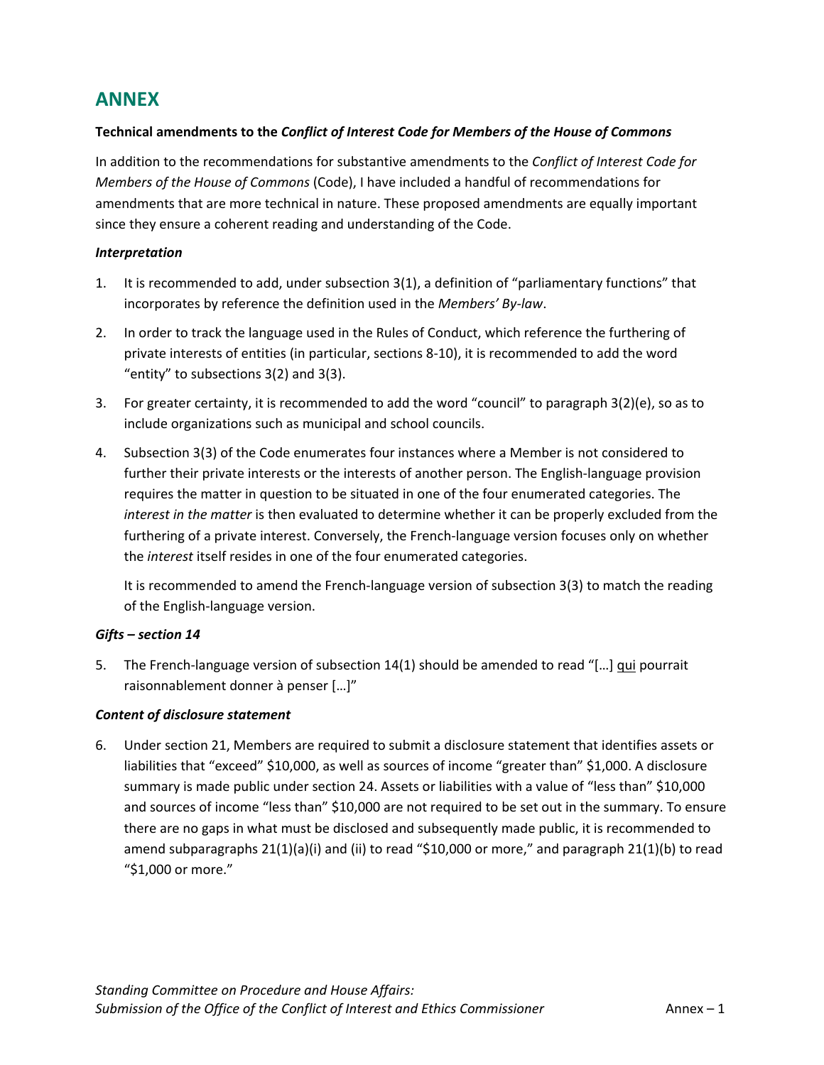# ANNEX

**Technical amendments to the *Conflict of Interest Code for Members of the House of Commons***

In addition to the recommendations for substantive amendments to the *Conflict of Interest Code for Members of the House of Commons* (Code), I have included a handful of recommendations for amendments that are more technical in nature. These proposed amendments are equally important since they ensure a coherent reading and understanding of the Code.

***Interpretation***

1. It is recommended to add, under subsection 3(1), a definition of "parliamentary functions" that incorporates by reference the definition used in the *Members' By-law*.

2. In order to track the language used in the Rules of Conduct, which reference the furthering of private interests of entities (in particular, sections 8-10), it is recommended to add the word "entity" to subsections 3(2) and 3(3).

3. For greater certainty, it is recommended to add the word "council" to paragraph 3(2)(e), so as to include organizations such as municipal and school councils.

4. Subsection 3(3) of the Code enumerates four instances where a Member is not considered to further their private interests or the interests of another person. The English-language provision requires the matter in question to be situated in one of the four enumerated categories. The *interest in the matter* is then evaluated to determine whether it can be properly excluded from the furthering of a private interest. Conversely, the French-language version focuses only on whether the *interest* itself resides in one of the four enumerated categories.

   It is recommended to amend the French-language version of subsection 3(3) to match the reading of the English-language version.

***Gifts – section 14***

5. The French-language version of subsection 14(1) should be amended to read "[…] <u>qui</u> pourrait raisonnablement donner à penser […]"

***Content of disclosure statement***

6. Under section 21, Members are required to submit a disclosure statement that identifies assets or liabilities that "exceed" $10,000, as well as sources of income "greater than" $1,000. A disclosure summary is made public under section 24. Assets or liabilities with a value of "less than" $10,000 and sources of income "less than" $10,000 are not required to be set out in the summary. To ensure there are no gaps in what must be disclosed and subsequently made public, it is recommended to amend subparagraphs 21(1)(a)(i) and (ii) to read "$10,000 or more," and paragraph 21(1)(b) to read "$1,000 or more."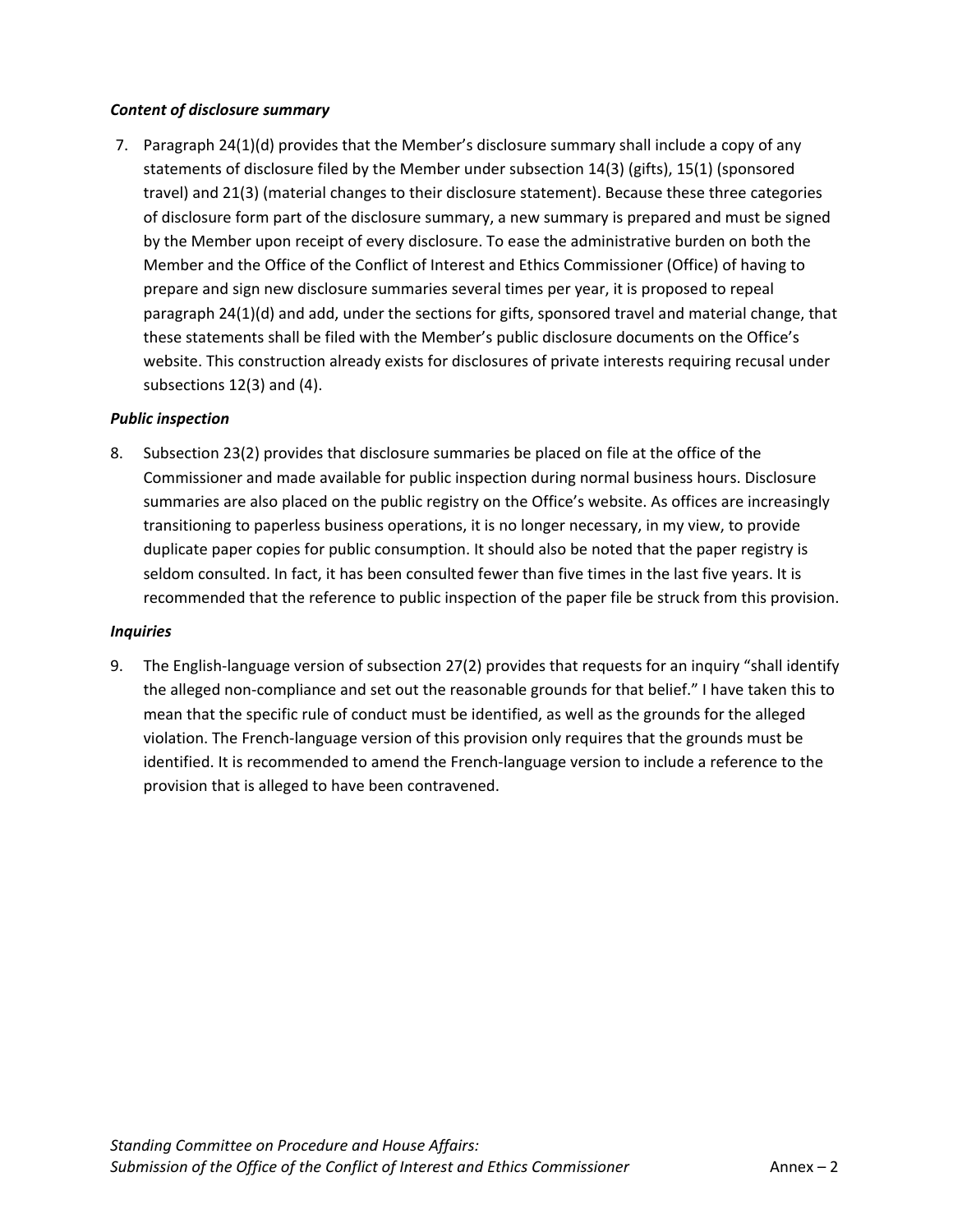***Content of disclosure summary***

7. Paragraph 24(1)(d) provides that the Member's disclosure summary shall include a copy of any statements of disclosure filed by the Member under subsection 14(3) (gifts), 15(1) (sponsored travel) and 21(3) (material changes to their disclosure statement). Because these three categories of disclosure form part of the disclosure summary, a new summary is prepared and must be signed by the Member upon receipt of every disclosure. To ease the administrative burden on both the Member and the Office of the Conflict of Interest and Ethics Commissioner (Office) of having to prepare and sign new disclosure summaries several times per year, it is proposed to repeal paragraph 24(1)(d) and add, under the sections for gifts, sponsored travel and material change, that these statements shall be filed with the Member's public disclosure documents on the Office's website. This construction already exists for disclosures of private interests requiring recusal under subsections 12(3) and (4).

***Public inspection***

8. Subsection 23(2) provides that disclosure summaries be placed on file at the office of the Commissioner and made available for public inspection during normal business hours. Disclosure summaries are also placed on the public registry on the Office's website. As offices are increasingly transitioning to paperless business operations, it is no longer necessary, in my view, to provide duplicate paper copies for public consumption. It should also be noted that the paper registry is seldom consulted. In fact, it has been consulted fewer than five times in the last five years. It is recommended that the reference to public inspection of the paper file be struck from this provision.

***Inquiries***

9. The English-language version of subsection 27(2) provides that requests for an inquiry "shall identify the alleged non-compliance and set out the reasonable grounds for that belief." I have taken this to mean that the specific rule of conduct must be identified, as well as the grounds for the alleged violation. The French-language version of this provision only requires that the grounds must be identified. It is recommended to amend the French-language version to include a reference to the provision that is alleged to have been contravened.